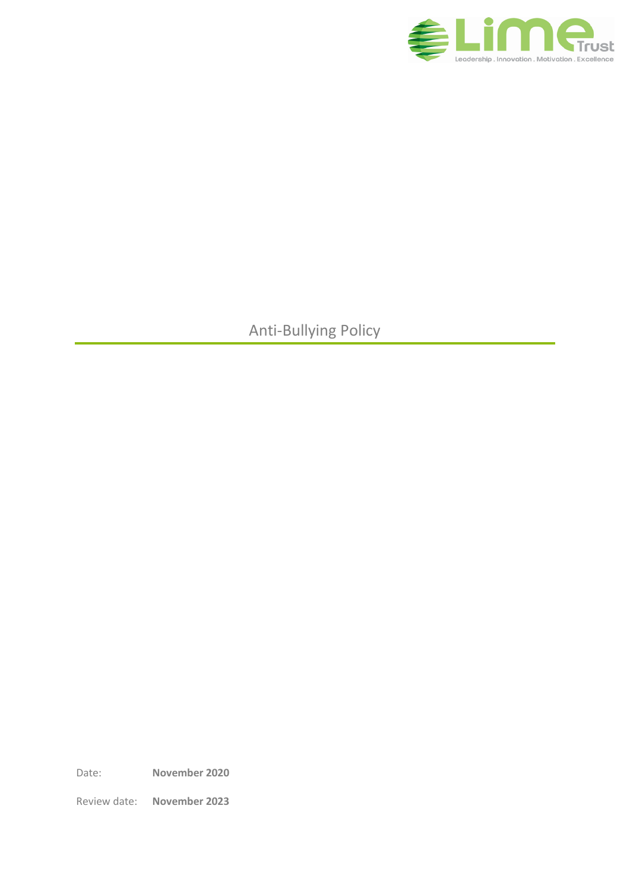# Anti-Bullying Policy

Date: **November 2020**

Review date: **November 2023**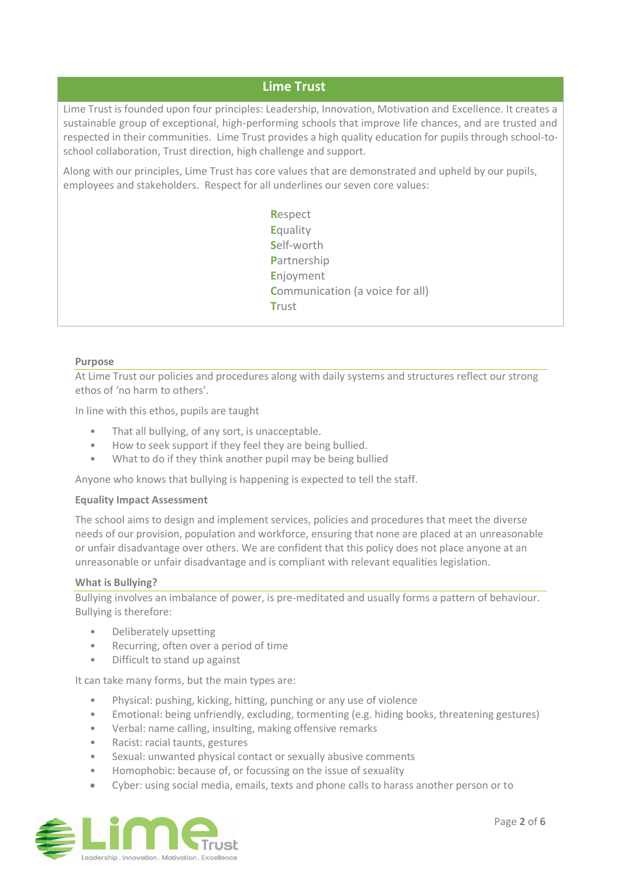## Lime Trust

Lime Trust is founded upon four principles: Leadership, Innovation, Motivation and Excellence. It creates a sustainable group of exceptional, high-performing schools that improve life chances, and are trusted and respected in their communities. Lime Trust provides a high quality education for pupils through school-to-school collaboration, Trust direction, high challenge and support.

Along with our principles, Lime Trust has core values that are demonstrated and upheld by our pupils, employees and stakeholders. Respect for all underlines our seven core values:

**R**espect
**E**quality
**S**elf-worth
**P**artnership
**E**njoyment
**C**ommunication (a voice for all)
**T**rust

### Purpose

At Lime Trust our policies and procedures along with daily systems and structures reflect our strong ethos of 'no harm to others'.

In line with this ethos, pupils are taught

- That all bullying, of any sort, is unacceptable.
- How to seek support if they feel they are being bullied.
- What to do if they think another pupil may be being bullied

Anyone who knows that bullying is happening is expected to tell the staff.

### Equality Impact Assessment

The school aims to design and implement services, policies and procedures that meet the diverse needs of our provision, population and workforce, ensuring that none are placed at an unreasonable or unfair disadvantage over others. We are confident that this policy does not place anyone at an unreasonable or unfair disadvantage and is compliant with relevant equalities legislation.

### What is Bullying?

Bullying involves an imbalance of power, is pre-meditated and usually forms a pattern of behaviour. Bullying is therefore:

- Deliberately upsetting
- Recurring, often over a period of time
- Difficult to stand up against

It can take many forms, but the main types are:

- Physical: pushing, kicking, hitting, punching or any use of violence
- Emotional: being unfriendly, excluding, tormenting (e.g. hiding books, threatening gestures)
- Verbal: name calling, insulting, making offensive remarks
- Racist: racial taunts, gestures
- Sexual: unwanted physical contact or sexually abusive comments
- Homophobic: because of, or focussing on the issue of sexuality
- Cyber: using social media, emails, texts and phone calls to harass another person or to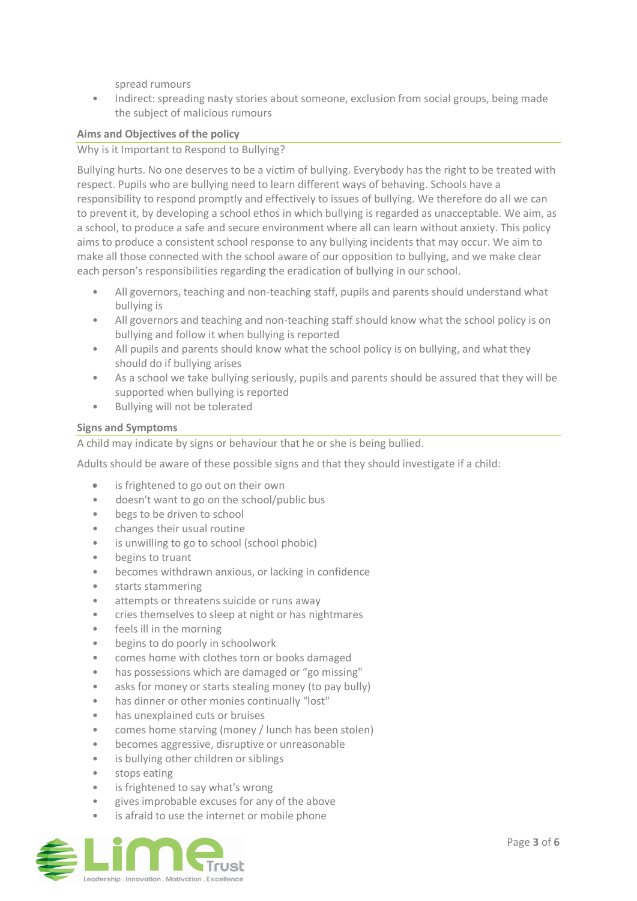spread rumours

- Indirect: spreading nasty stories about someone, exclusion from social groups, being made the subject of malicious rumours

### Aims and Objectives of the policy

Why is it Important to Respond to Bullying?

Bullying hurts. No one deserves to be a victim of bullying. Everybody has the right to be treated with respect. Pupils who are bullying need to learn different ways of behaving. Schools have a responsibility to respond promptly and effectively to issues of bullying. We therefore do all we can to prevent it, by developing a school ethos in which bullying is regarded as unacceptable. We aim, as a school, to produce a safe and secure environment where all can learn without anxiety. This policy aims to produce a consistent school response to any bullying incidents that may occur. We aim to make all those connected with the school aware of our opposition to bullying, and we make clear each person's responsibilities regarding the eradication of bullying in our school.

- All governors, teaching and non-teaching staff, pupils and parents should understand what bullying is
- All governors and teaching and non-teaching staff should know what the school policy is on bullying and follow it when bullying is reported
- All pupils and parents should know what the school policy is on bullying, and what they should do if bullying arises
- As a school we take bullying seriously, pupils and parents should be assured that they will be supported when bullying is reported
- Bullying will not be tolerated

### Signs and Symptoms

A child may indicate by signs or behaviour that he or she is being bullied.

Adults should be aware of these possible signs and that they should investigate if a child:

- is frightened to go out on their own
- doesn't want to go on the school/public bus
- begs to be driven to school
- changes their usual routine
- is unwilling to go to school (school phobic)
- begins to truant
- becomes withdrawn anxious, or lacking in confidence
- starts stammering
- attempts or threatens suicide or runs away
- cries themselves to sleep at night or has nightmares
- feels ill in the morning
- begins to do poorly in schoolwork
- comes home with clothes torn or books damaged
- has possessions which are damaged or "go missing"
- asks for money or starts stealing money (to pay bully)
- has dinner or other monies continually "lost"
- has unexplained cuts or bruises
- comes home starving (money / lunch has been stolen)
- becomes aggressive, disruptive or unreasonable
- is bullying other children or siblings
- stops eating
- is frightened to say what's wrong
- gives improbable excuses for any of the above
- is afraid to use the internet or mobile phone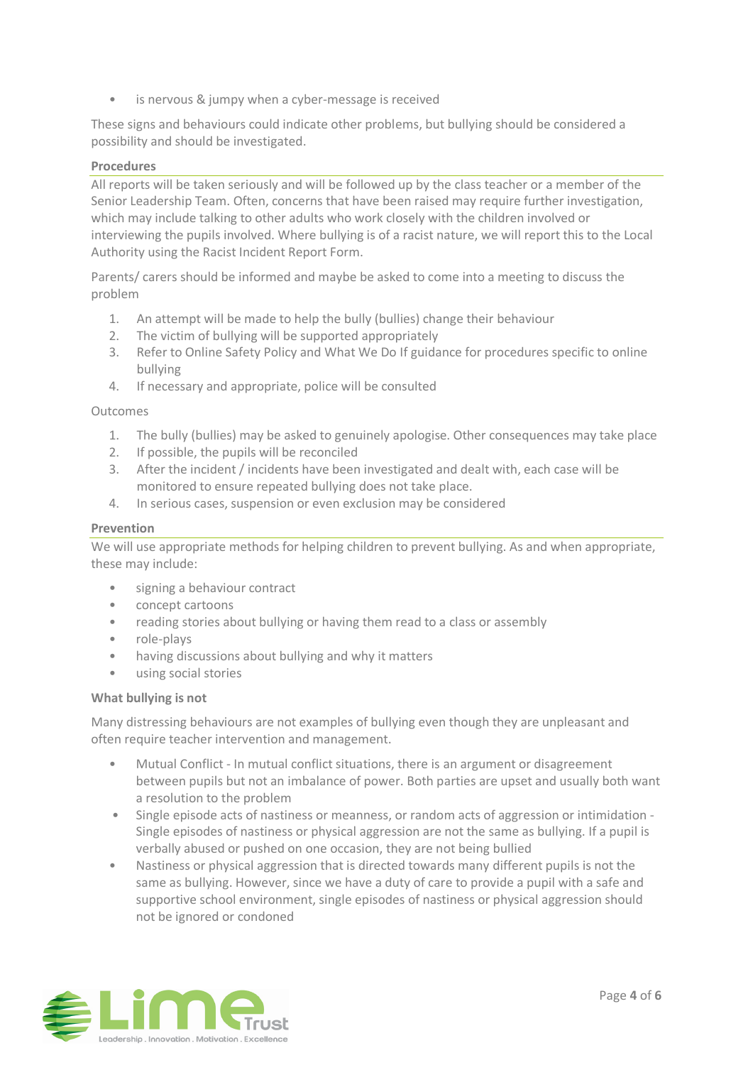- is nervous & jumpy when a cyber-message is received

These signs and behaviours could indicate other problems, but bullying should be considered a possibility and should be investigated.

**Procedures**

All reports will be taken seriously and will be followed up by the class teacher or a member of the Senior Leadership Team. Often, concerns that have been raised may require further investigation, which may include talking to other adults who work closely with the children involved or interviewing the pupils involved. Where bullying is of a racist nature, we will report this to the Local Authority using the Racist Incident Report Form.

Parents/ carers should be informed and maybe be asked to come into a meeting to discuss the problem

1. An attempt will be made to help the bully (bullies) change their behaviour
2. The victim of bullying will be supported appropriately
3. Refer to Online Safety Policy and What We Do If guidance for procedures specific to online bullying
4. If necessary and appropriate, police will be consulted

Outcomes

1. The bully (bullies) may be asked to genuinely apologise. Other consequences may take place
2. If possible, the pupils will be reconciled
3. After the incident / incidents have been investigated and dealt with, each case will be monitored to ensure repeated bullying does not take place.
4. In serious cases, suspension or even exclusion may be considered

**Prevention**

We will use appropriate methods for helping children to prevent bullying. As and when appropriate, these may include:

- signing a behaviour contract
- concept cartoons
- reading stories about bullying or having them read to a class or assembly
- role-plays
- having discussions about bullying and why it matters
- using social stories

**What bullying is not**

Many distressing behaviours are not examples of bullying even though they are unpleasant and often require teacher intervention and management.

- Mutual Conflict - In mutual conflict situations, there is an argument or disagreement between pupils but not an imbalance of power. Both parties are upset and usually both want a resolution to the problem
- Single episode acts of nastiness or meanness, or random acts of aggression or intimidation - Single episodes of nastiness or physical aggression are not the same as bullying. If a pupil is verbally abused or pushed on one occasion, they are not being bullied
- Nastiness or physical aggression that is directed towards many different pupils is not the same as bullying. However, since we have a duty of care to provide a pupil with a safe and supportive school environment, single episodes of nastiness or physical aggression should not be ignored or condoned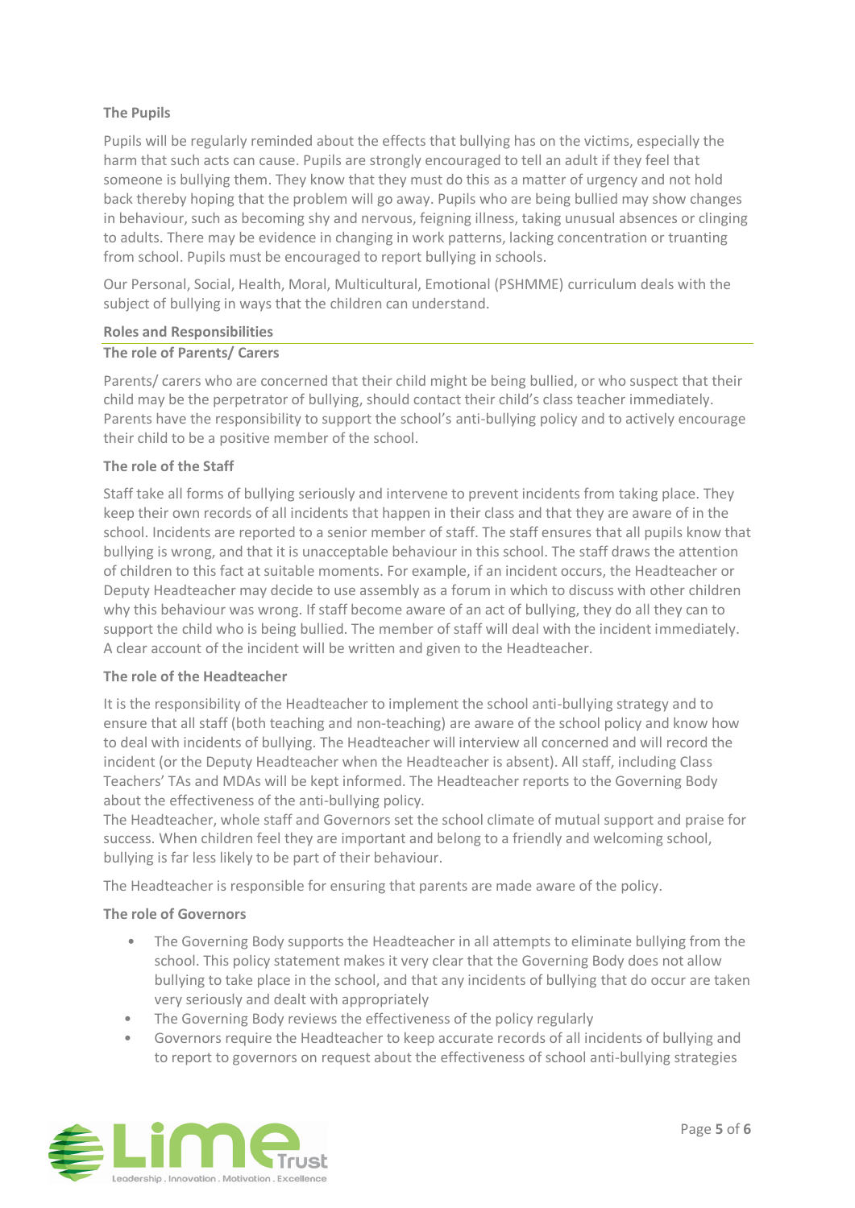### The Pupils

Pupils will be regularly reminded about the effects that bullying has on the victims, especially the harm that such acts can cause. Pupils are strongly encouraged to tell an adult if they feel that someone is bullying them. They know that they must do this as a matter of urgency and not hold back thereby hoping that the problem will go away. Pupils who are being bullied may show changes in behaviour, such as becoming shy and nervous, feigning illness, taking unusual absences or clinging to adults. There may be evidence in changing in work patterns, lacking concentration or truanting from school. Pupils must be encouraged to report bullying in schools.

Our Personal, Social, Health, Moral, Multicultural, Emotional (PSHMME) curriculum deals with the subject of bullying in ways that the children can understand.

## Roles and Responsibilities

### The role of Parents/ Carers

Parents/ carers who are concerned that their child might be being bullied, or who suspect that their child may be the perpetrator of bullying, should contact their child's class teacher immediately. Parents have the responsibility to support the school's anti-bullying policy and to actively encourage their child to be a positive member of the school.

### The role of the Staff

Staff take all forms of bullying seriously and intervene to prevent incidents from taking place. They keep their own records of all incidents that happen in their class and that they are aware of in the school. Incidents are reported to a senior member of staff. The staff ensures that all pupils know that bullying is wrong, and that it is unacceptable behaviour in this school. The staff draws the attention of children to this fact at suitable moments. For example, if an incident occurs, the Headteacher or Deputy Headteacher may decide to use assembly as a forum in which to discuss with other children why this behaviour was wrong. If staff become aware of an act of bullying, they do all they can to support the child who is being bullied. The member of staff will deal with the incident immediately. A clear account of the incident will be written and given to the Headteacher.

### The role of the Headteacher

It is the responsibility of the Headteacher to implement the school anti-bullying strategy and to ensure that all staff (both teaching and non-teaching) are aware of the school policy and know how to deal with incidents of bullying. The Headteacher will interview all concerned and will record the incident (or the Deputy Headteacher when the Headteacher is absent). All staff, including Class Teachers' TAs and MDAs will be kept informed. The Headteacher reports to the Governing Body about the effectiveness of the anti-bullying policy.
The Headteacher, whole staff and Governors set the school climate of mutual support and praise for success. When children feel they are important and belong to a friendly and welcoming school, bullying is far less likely to be part of their behaviour.

The Headteacher is responsible for ensuring that parents are made aware of the policy.

### The role of Governors

- The Governing Body supports the Headteacher in all attempts to eliminate bullying from the school. This policy statement makes it very clear that the Governing Body does not allow bullying to take place in the school, and that any incidents of bullying that do occur are taken very seriously and dealt with appropriately
- The Governing Body reviews the effectiveness of the policy regularly
- Governors require the Headteacher to keep accurate records of all incidents of bullying and to report to governors on request about the effectiveness of school anti-bullying strategies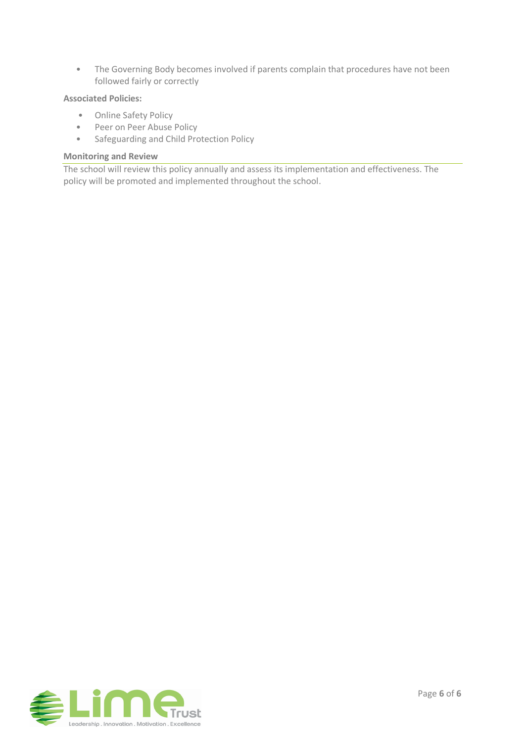- The Governing Body becomes involved if parents complain that procedures have not been followed fairly or correctly

**Associated Policies:**

- Online Safety Policy
- Peer on Peer Abuse Policy
- Safeguarding and Child Protection Policy

### Monitoring and Review

The school will review this policy annually and assess its implementation and effectiveness. The policy will be promoted and implemented throughout the school.